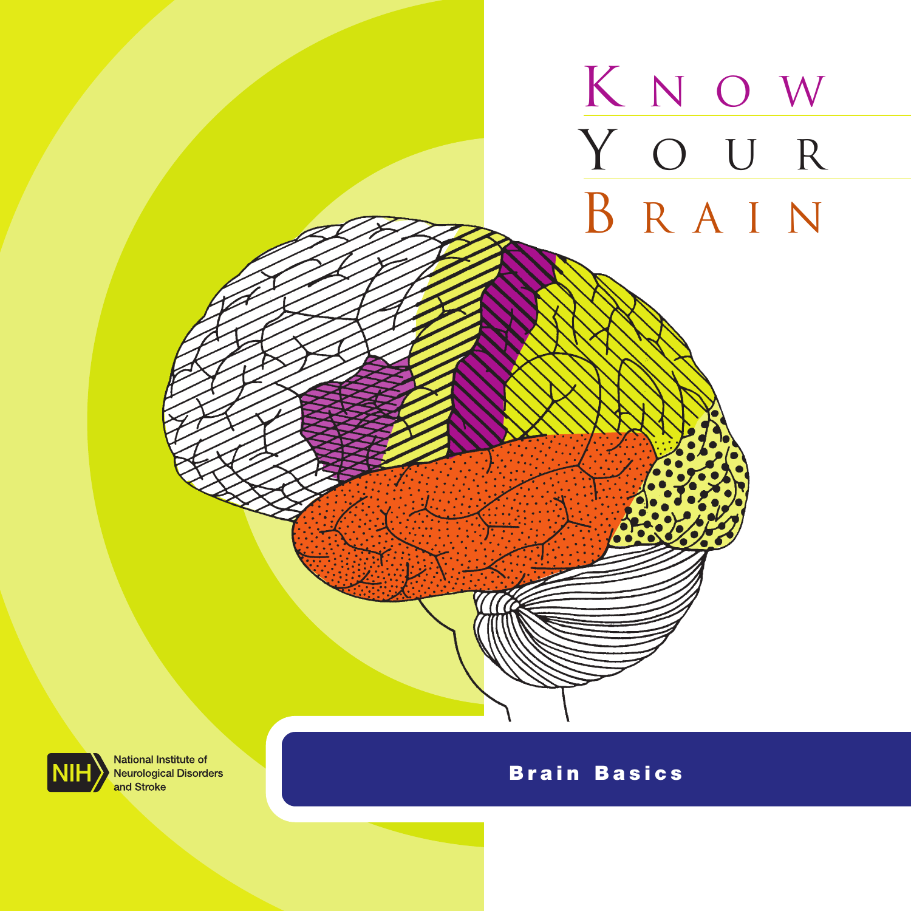# Know Your Brain

National Institute of Neurological Disorders and Stroke

**Brain Basics**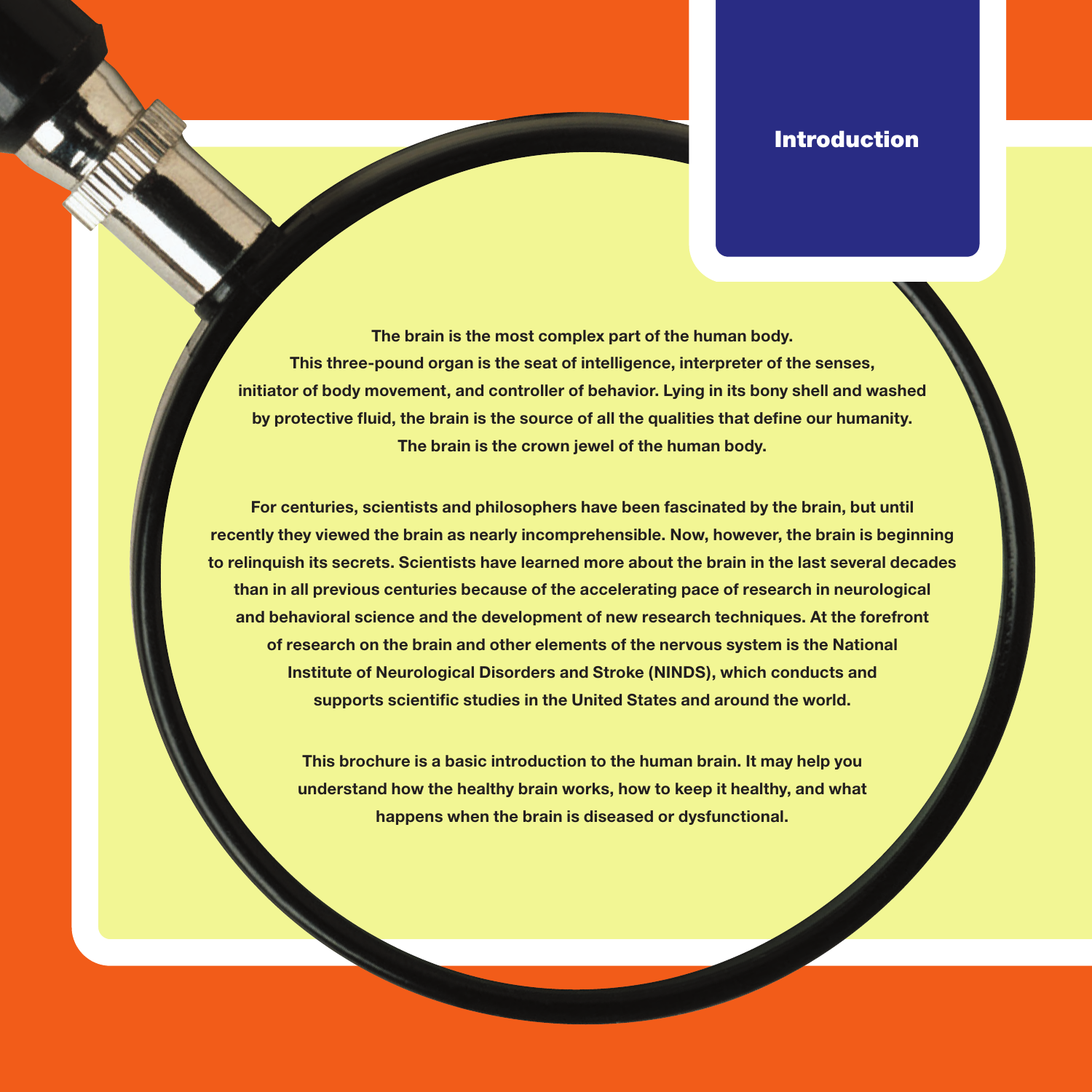# Introduction

**The brain is the most complex part of the human body. This three-pound organ is the seat of intelligence, interpreter of the senses, initiator of body movement, and controller of behavior. Lying in its bony shell and washed by protective fluid, the brain is the source of all the qualities that define our humanity. The brain is the crown jewel of the human body.**

**For centuries, scientists and philosophers have been fascinated by the brain, but until recently they viewed the brain as nearly incomprehensible. Now, however, the brain is beginning to relinquish its secrets. Scientists have learned more about the brain in the last several decades than in all previous centuries because of the accelerating pace of research in neurological and behavioral science and the development of new research techniques. At the forefront of research on the brain and other elements of the nervous system is the National Institute of Neurological Disorders and Stroke (NINDS), which conducts and supports scientific studies in the United States and around the world.**

**This brochure is a basic introduction to the human brain. It may help you understand how the healthy brain works, how to keep it healthy, and what happens when the brain is diseased or dysfunctional.**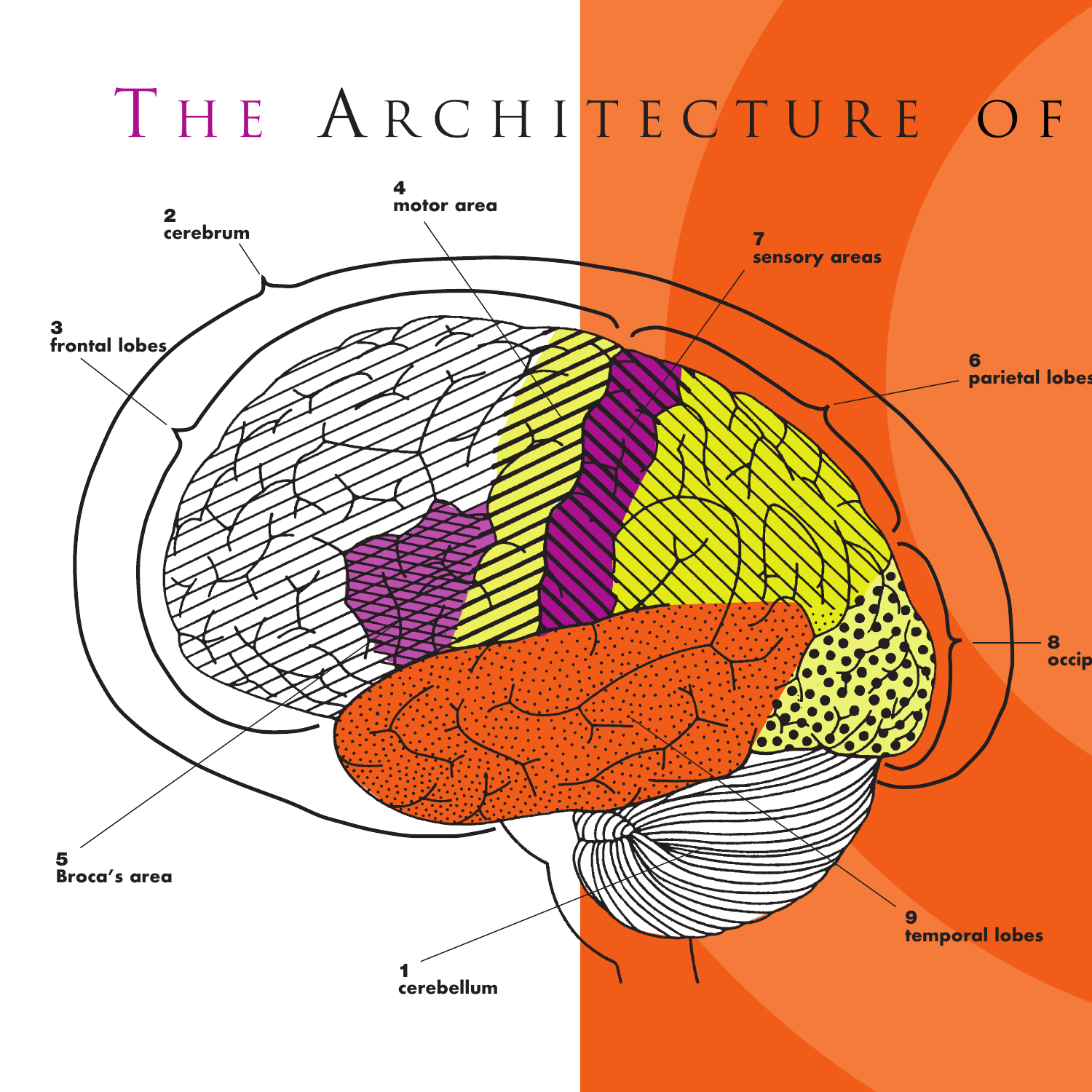# The Architecture of

2
cerebrum

3
frontal lobes

4
motor area

5
Broca's area

6
parietal lobes

7
sensory areas

8
occip

9
temporal lobes

1
cerebellum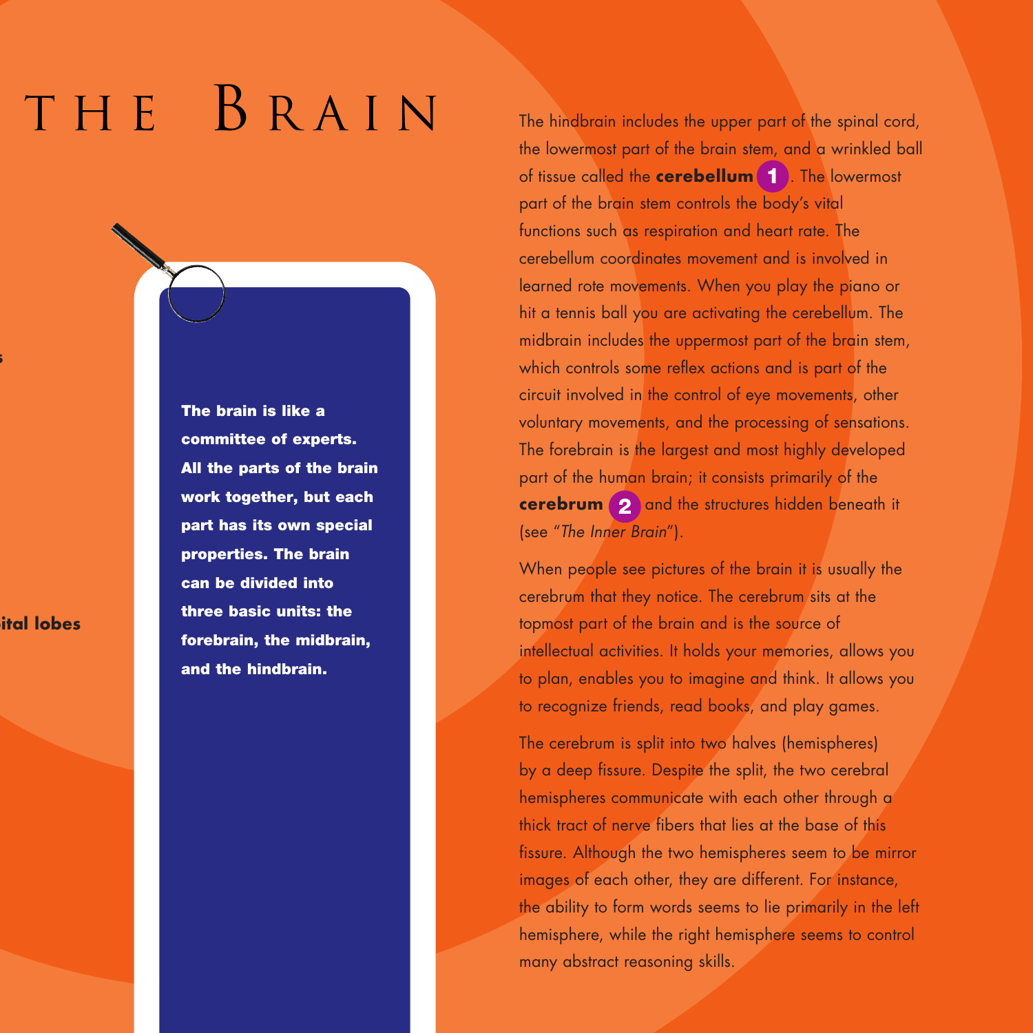# THE BRAIN

**The brain is like a committee of experts. All the parts of the brain work together, but each part has its own special properties. The brain can be divided into three basic units: the forebrain, the midbrain, and the hindbrain.**

The hindbrain includes the upper part of the spinal cord, the lowermost part of the brain stem, and a wrinkled ball of tissue called the **cerebellum** 1. The lowermost part of the brain stem controls the body's vital functions such as respiration and heart rate. The cerebellum coordinates movement and is involved in learned rote movements. When you play the piano or hit a tennis ball you are activating the cerebellum. The midbrain includes the uppermost part of the brain stem, which controls some reflex actions and is part of the circuit involved in the control of eye movements, other voluntary movements, and the processing of sensations. The forebrain is the largest and most highly developed part of the human brain; it consists primarily of the **cerebrum** 2 and the structures hidden beneath it (see "*The Inner Brain*").

When people see pictures of the brain it is usually the cerebrum that they notice. The cerebrum sits at the topmost part of the brain and is the source of intellectual activities. It holds your memories, allows you to plan, enables you to imagine and think. It allows you to recognize friends, read books, and play games.

The cerebrum is split into two halves (hemispheres) by a deep fissure. Despite the split, the two cerebral hemispheres communicate with each other through a thick tract of nerve fibers that lies at the base of this fissure. Although the two hemispheres seem to be mirror images of each other, they are different. For instance, the ability to form words seems to lie primarily in the left hemisphere, while the right hemisphere seems to control many abstract reasoning skills.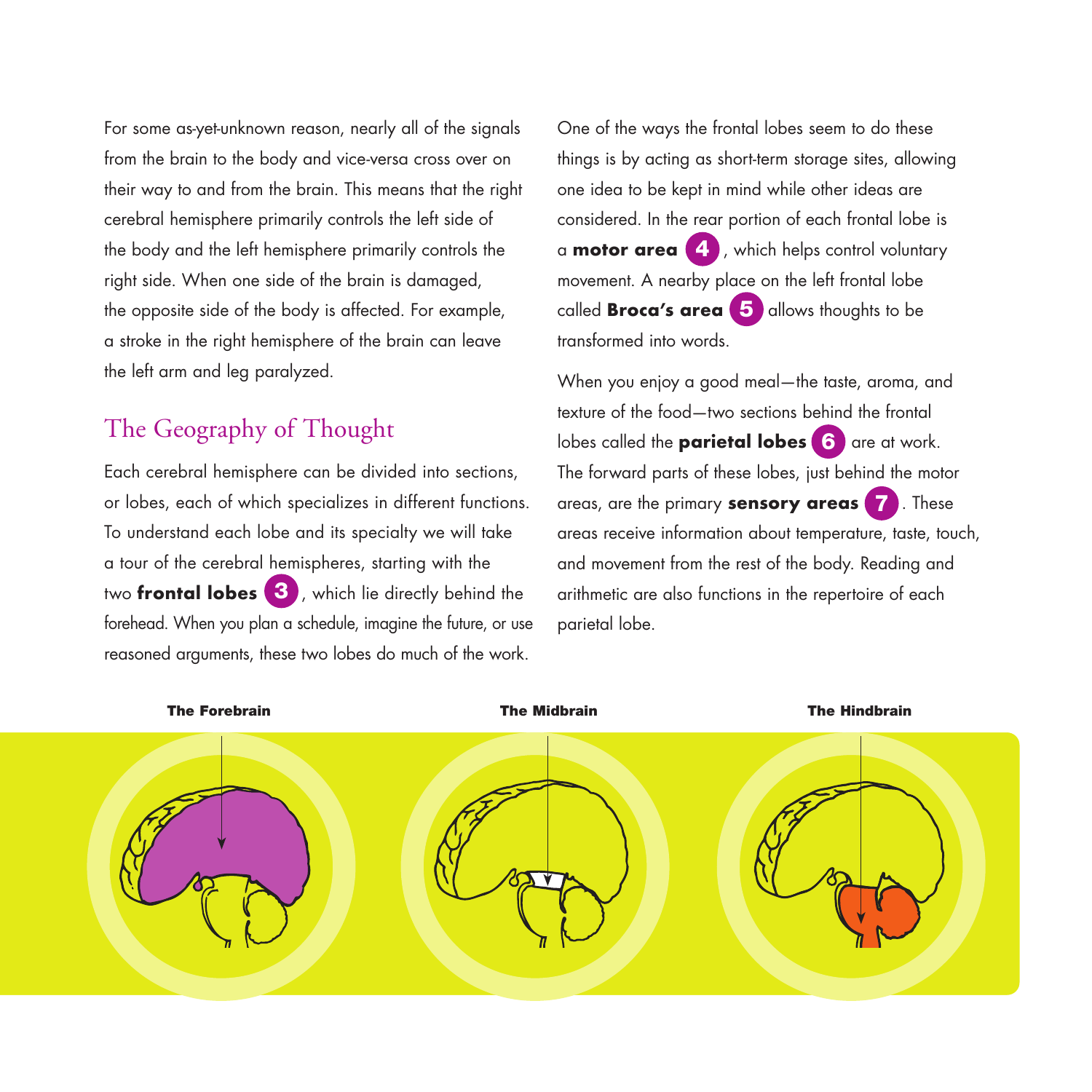For some as-yet-unknown reason, nearly all of the signals from the brain to the body and vice-versa cross over on their way to and from the brain. This means that the right cerebral hemisphere primarily controls the left side of the body and the left hemisphere primarily controls the right side. When one side of the brain is damaged, the opposite side of the body is affected. For example, a stroke in the right hemisphere of the brain can leave the left arm and leg paralyzed.

## The Geography of Thought

Each cerebral hemisphere can be divided into sections, or lobes, each of which specializes in different functions. To understand each lobe and its specialty we will take a tour of the cerebral hemispheres, starting with the two **frontal lobes** (3), which lie directly behind the forehead. When you plan a schedule, imagine the future, or use reasoned arguments, these two lobes do much of the work.

One of the ways the frontal lobes seem to do these things is by acting as short-term storage sites, allowing one idea to be kept in mind while other ideas are considered. In the rear portion of each frontal lobe is a **motor area** (4), which helps control voluntary movement. A nearby place on the left frontal lobe called **Broca's area** (5) allows thoughts to be transformed into words.

When you enjoy a good meal—the taste, aroma, and texture of the food—two sections behind the frontal lobes called the **parietal lobes** (6) are at work. The forward parts of these lobes, just behind the motor areas, are the primary **sensory areas** (7). These areas receive information about temperature, taste, touch, and movement from the rest of the body. Reading and arithmetic are also functions in the repertoire of each parietal lobe.

**The Forebrain**

**The Midbrain**

**The Hindbrain**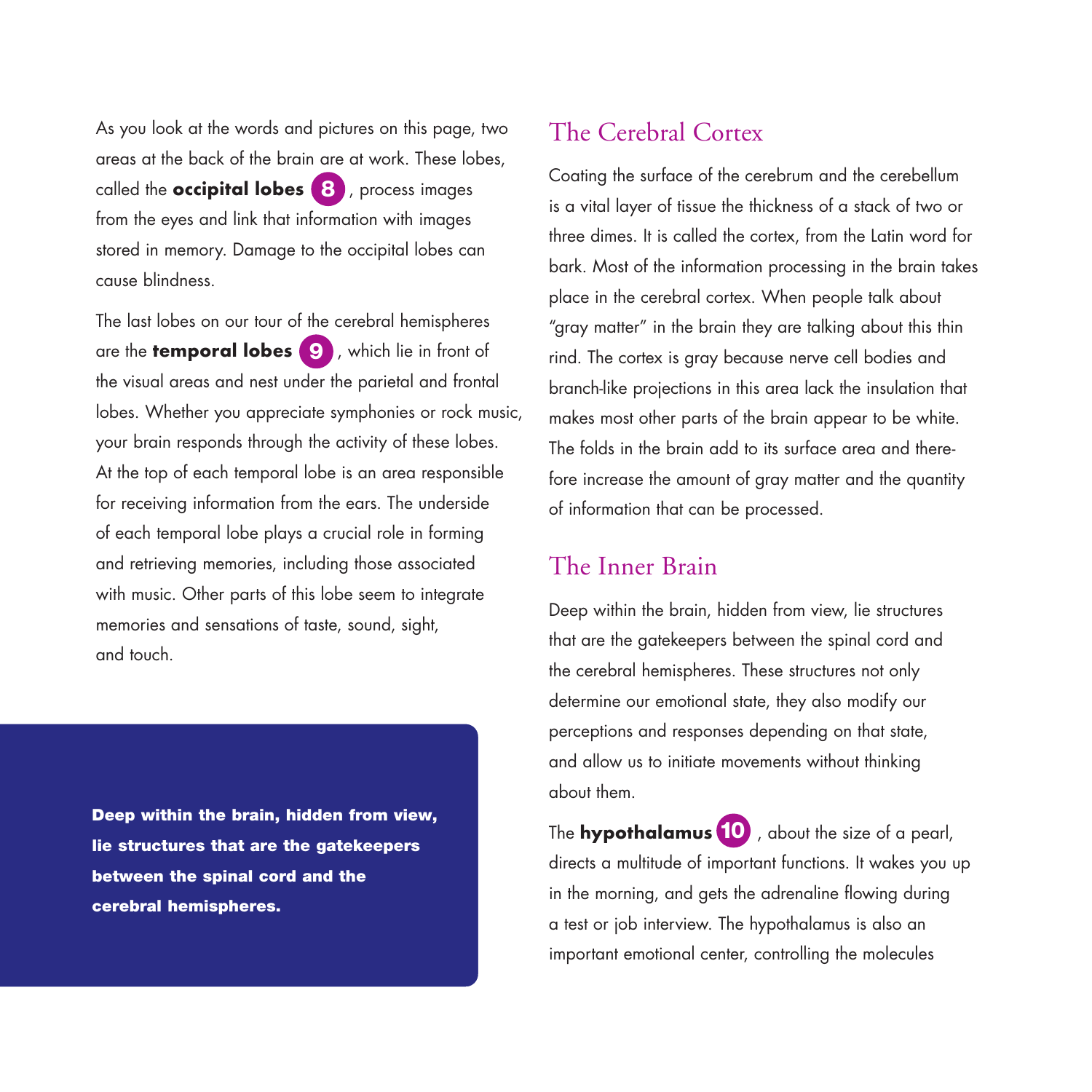As you look at the words and pictures on this page, two areas at the back of the brain are at work. These lobes, called the **occipital lobes** 8, process images from the eyes and link that information with images stored in memory. Damage to the occipital lobes can cause blindness.

The last lobes on our tour of the cerebral hemispheres are the **temporal lobes** 9, which lie in front of the visual areas and nest under the parietal and frontal lobes. Whether you appreciate symphonies or rock music, your brain responds through the activity of these lobes. At the top of each temporal lobe is an area responsible for receiving information from the ears. The underside of each temporal lobe plays a crucial role in forming and retrieving memories, including those associated with music. Other parts of this lobe seem to integrate memories and sensations of taste, sound, sight, and touch.

**Deep within the brain, hidden from view, lie structures that are the gatekeepers between the spinal cord and the cerebral hemispheres.**

## The Cerebral Cortex

Coating the surface of the cerebrum and the cerebellum is a vital layer of tissue the thickness of a stack of two or three dimes. It is called the cortex, from the Latin word for bark. Most of the information processing in the brain takes place in the cerebral cortex. When people talk about "gray matter" in the brain they are talking about this thin rind. The cortex is gray because nerve cell bodies and branch-like projections in this area lack the insulation that makes most other parts of the brain appear to be white. The folds in the brain add to its surface area and therefore increase the amount of gray matter and the quantity of information that can be processed.

## The Inner Brain

Deep within the brain, hidden from view, lie structures that are the gatekeepers between the spinal cord and the cerebral hemispheres. These structures not only determine our emotional state, they also modify our perceptions and responses depending on that state, and allow us to initiate movements without thinking about them.

The **hypothalamus** 10, about the size of a pearl, directs a multitude of important functions. It wakes you up in the morning, and gets the adrenaline flowing during a test or job interview. The hypothalamus is also an important emotional center, controlling the molecules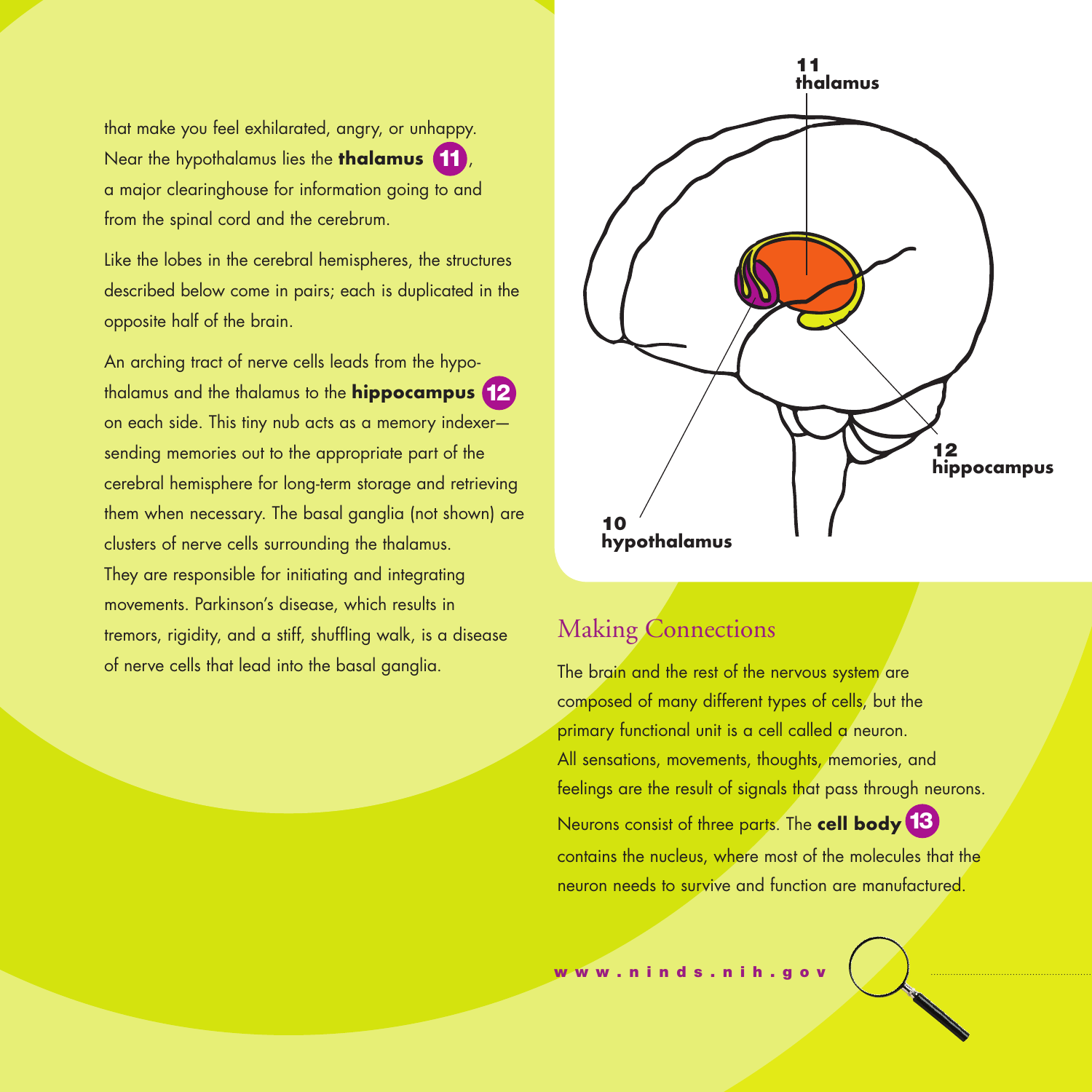that make you feel exhilarated, angry, or unhappy. Near the hypothalamus lies the **thalamus** **11**, a major clearinghouse for information going to and from the spinal cord and the cerebrum.

Like the lobes in the cerebral hemispheres, the structures described below come in pairs; each is duplicated in the opposite half of the brain.

An arching tract of nerve cells leads from the hypothalamus and the thalamus to the **hippocampus** **12** on each side. This tiny nub acts as a memory indexer—sending memories out to the appropriate part of the cerebral hemisphere for long-term storage and retrieving them when necessary. The basal ganglia (not shown) are clusters of nerve cells surrounding the thalamus. They are responsible for initiating and integrating movements. Parkinson's disease, which results in tremors, rigidity, and a stiff, shuffling walk, is a disease of nerve cells that lead into the basal ganglia.

11
thalamus

12
hippocampus

10
hypothalamus

## Making Connections

The brain and the rest of the nervous system are composed of many different types of cells, but the primary functional unit is a cell called a neuron. All sensations, movements, thoughts, memories, and feelings are the result of signals that pass through neurons. Neurons consist of three parts. The **cell body** **13** contains the nucleus, where most of the molecules that the neuron needs to survive and function are manufactured.

www.ninds.nih.gov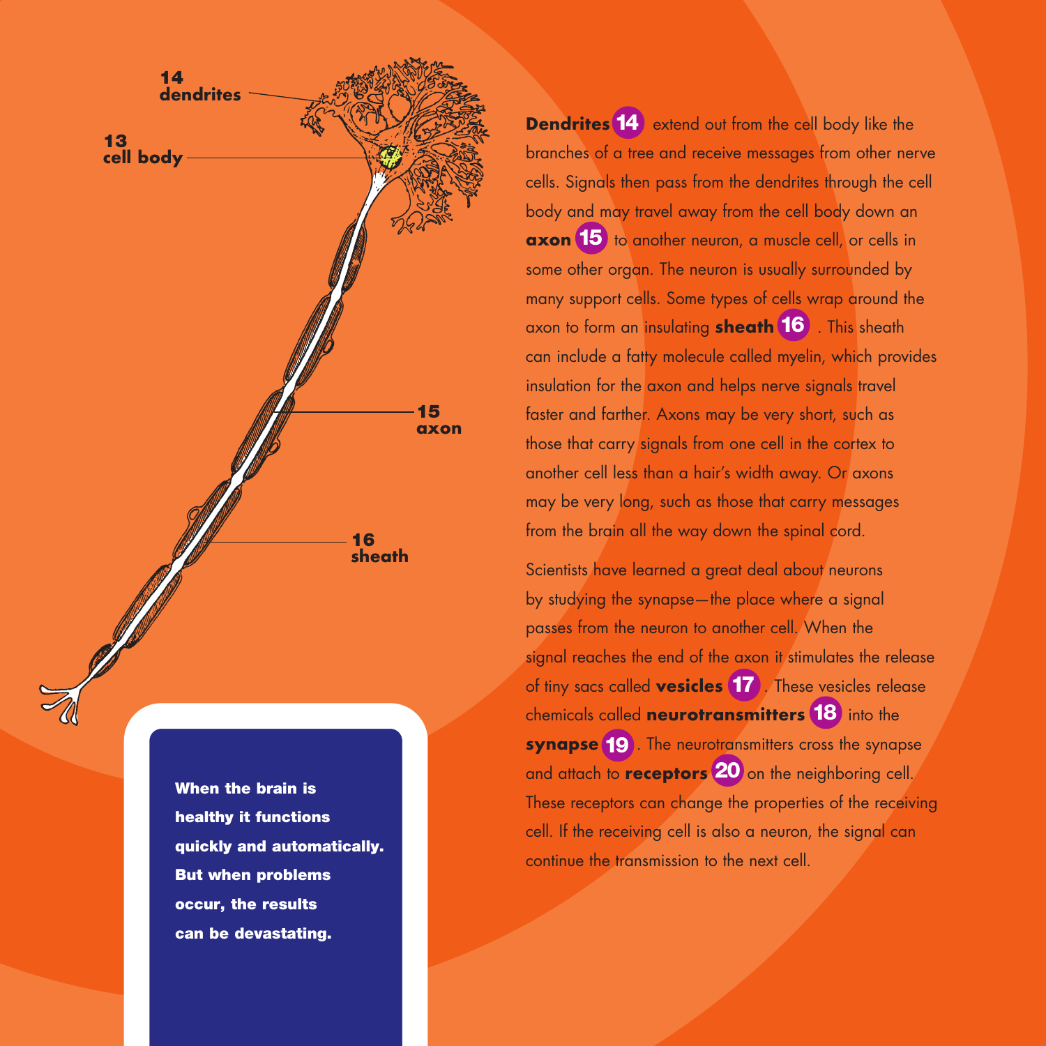14
dendrites

13
cell body

15
axon

16
sheath

**Dendrites** 14 extend out from the cell body like the branches of a tree and receive messages from other nerve cells. Signals then pass from the dendrites through the cell body and may travel away from the cell body down an **axon** 15 to another neuron, a muscle cell, or cells in some other organ. The neuron is usually surrounded by many support cells. Some types of cells wrap around the axon to form an insulating **sheath** 16 . This sheath can include a fatty molecule called myelin, which provides insulation for the axon and helps nerve signals travel faster and farther. Axons may be very short, such as those that carry signals from one cell in the cortex to another cell less than a hair's width away. Or axons may be very long, such as those that carry messages from the brain all the way down the spinal cord.

Scientists have learned a great deal about neurons by studying the synapse—the place where a signal passes from the neuron to another cell. When the signal reaches the end of the axon it stimulates the release of tiny sacs called **vesicles** 17 . These vesicles release chemicals called **neurotransmitters** 18 into the **synapse** 19 . The neurotransmitters cross the synapse and attach to **receptors** 20 on the neighboring cell. These receptors can change the properties of the receiving cell. If the receiving cell is also a neuron, the signal can continue the transmission to the next cell.

**When the brain is healthy it functions quickly and automatically. But when problems occur, the results can be devastating.**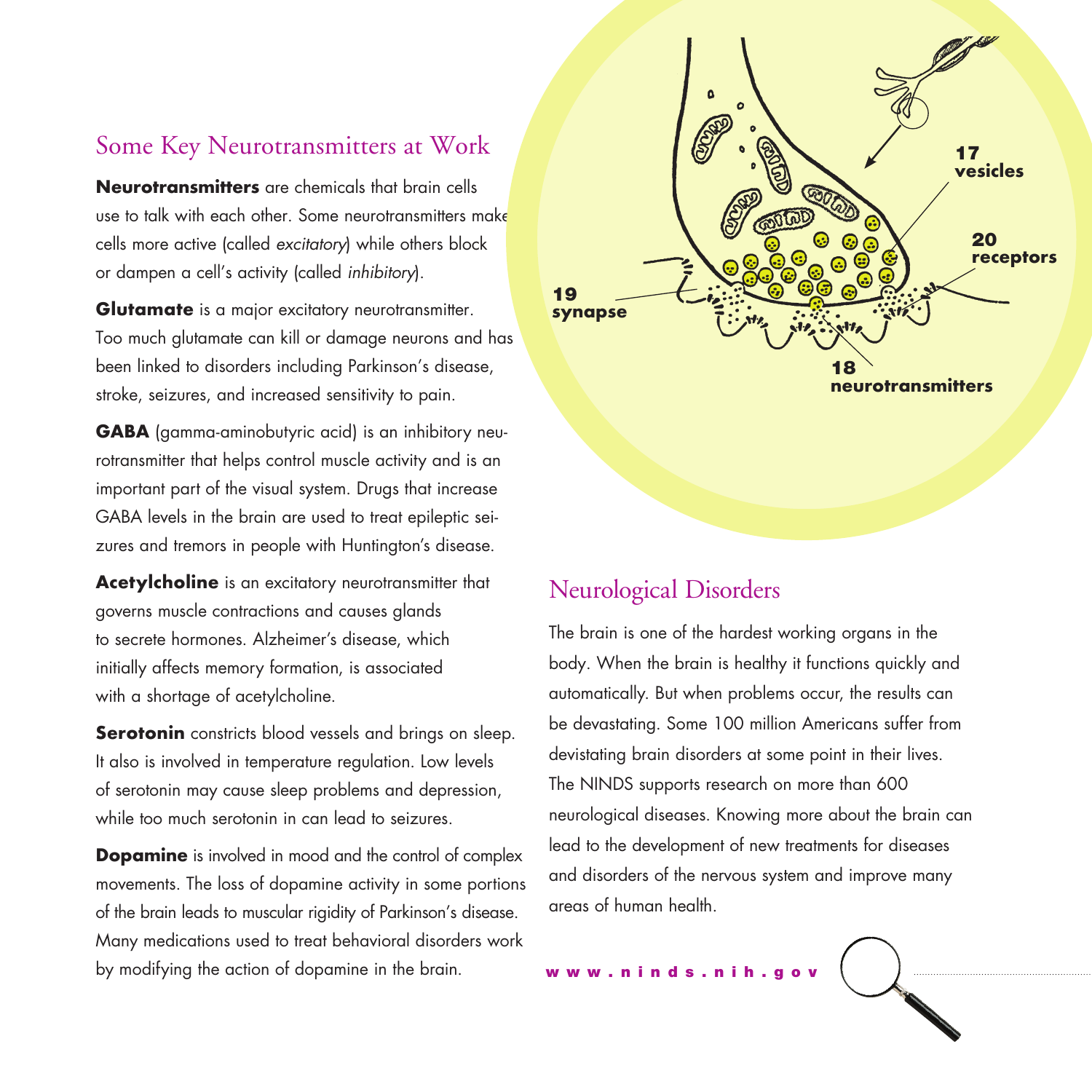## Some Key Neurotransmitters at Work

**Neurotransmitters** are chemicals that brain cells use to talk with each other. Some neurotransmitters make cells more active (called *excitatory*) while others block or dampen a cell's activity (called *inhibitory*).

**Glutamate** is a major excitatory neurotransmitter. Too much glutamate can kill or damage neurons and has been linked to disorders including Parkinson's disease, stroke, seizures, and increased sensitivity to pain.

**GABA** (gamma-aminobutyric acid) is an inhibitory neurotransmitter that helps control muscle activity and is an important part of the visual system. Drugs that increase GABA levels in the brain are used to treat epileptic seizures and tremors in people with Huntington's disease.

**Acetylcholine** is an excitatory neurotransmitter that governs muscle contractions and causes glands to secrete hormones. Alzheimer's disease, which initially affects memory formation, is associated with a shortage of acetylcholine.

**Serotonin** constricts blood vessels and brings on sleep. It also is involved in temperature regulation. Low levels of serotonin may cause sleep problems and depression, while too much serotonin in can lead to seizures.

**Dopamine** is involved in mood and the control of complex movements. The loss of dopamine activity in some portions of the brain leads to muscular rigidity of Parkinson's disease. Many medications used to treat behavioral disorders work by modifying the action of dopamine in the brain.

17 vesicles

20 receptors

19 synapse

18 neurotransmitters

## Neurological Disorders

The brain is one of the hardest working organs in the body. When the brain is healthy it functions quickly and automatically. But when problems occur, the results can be devastating. Some 100 million Americans suffer from devistating brain disorders at some point in their lives. The NINDS supports research on more than 600 neurological diseases. Knowing more about the brain can lead to the development of new treatments for diseases and disorders of the nervous system and improve many areas of human health.

**www.ninds.nih.gov**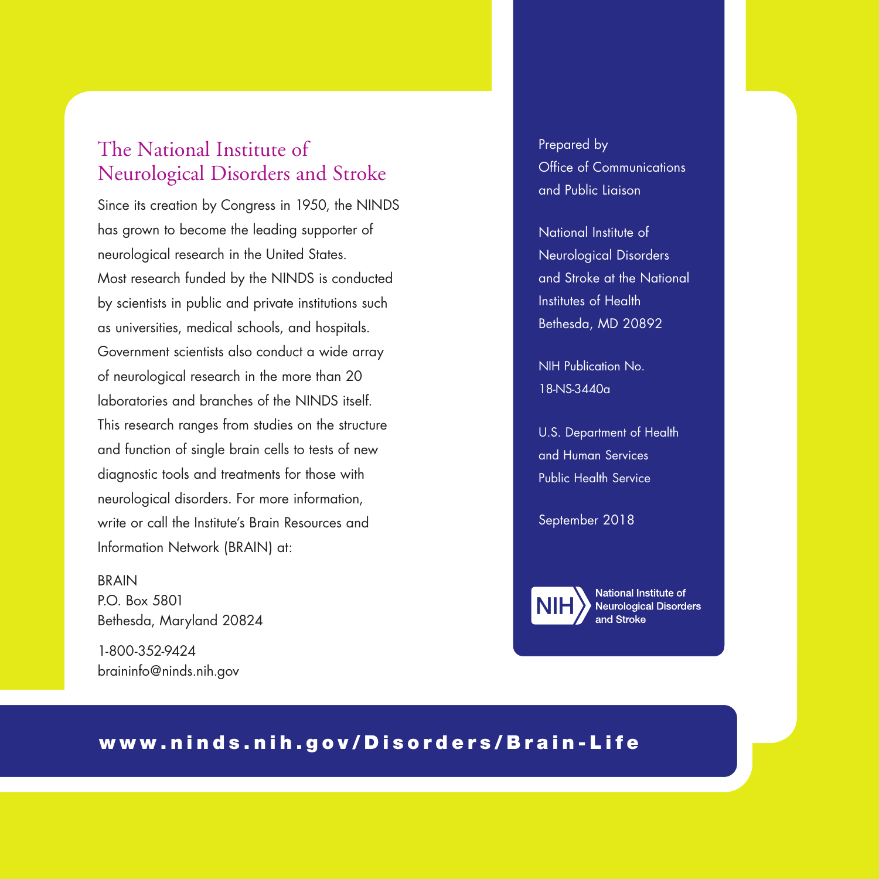## The National Institute of Neurological Disorders and Stroke

Since its creation by Congress in 1950, the NINDS has grown to become the leading supporter of neurological research in the United States. Most research funded by the NINDS is conducted by scientists in public and private institutions such as universities, medical schools, and hospitals. Government scientists also conduct a wide array of neurological research in the more than 20 laboratories and branches of the NINDS itself. This research ranges from studies on the structure and function of single brain cells to tests of new diagnostic tools and treatments for those with neurological disorders. For more information, write or call the Institute's Brain Resources and Information Network (BRAIN) at:

BRAIN
P.O. Box 5801
Bethesda, Maryland 20824

1-800-352-9424
braininfo@ninds.nih.gov

Prepared by
Office of Communications
and Public Liaison

National Institute of
Neurological Disorders
and Stroke at the National
Institutes of Health
Bethesda, MD 20892

NIH Publication No.
18-NS-3440a

U.S. Department of Health
and Human Services
Public Health Service

September 2018

NIH National Institute of Neurological Disorders and Stroke

**www.ninds.nih.gov/Disorders/Brain-Life**